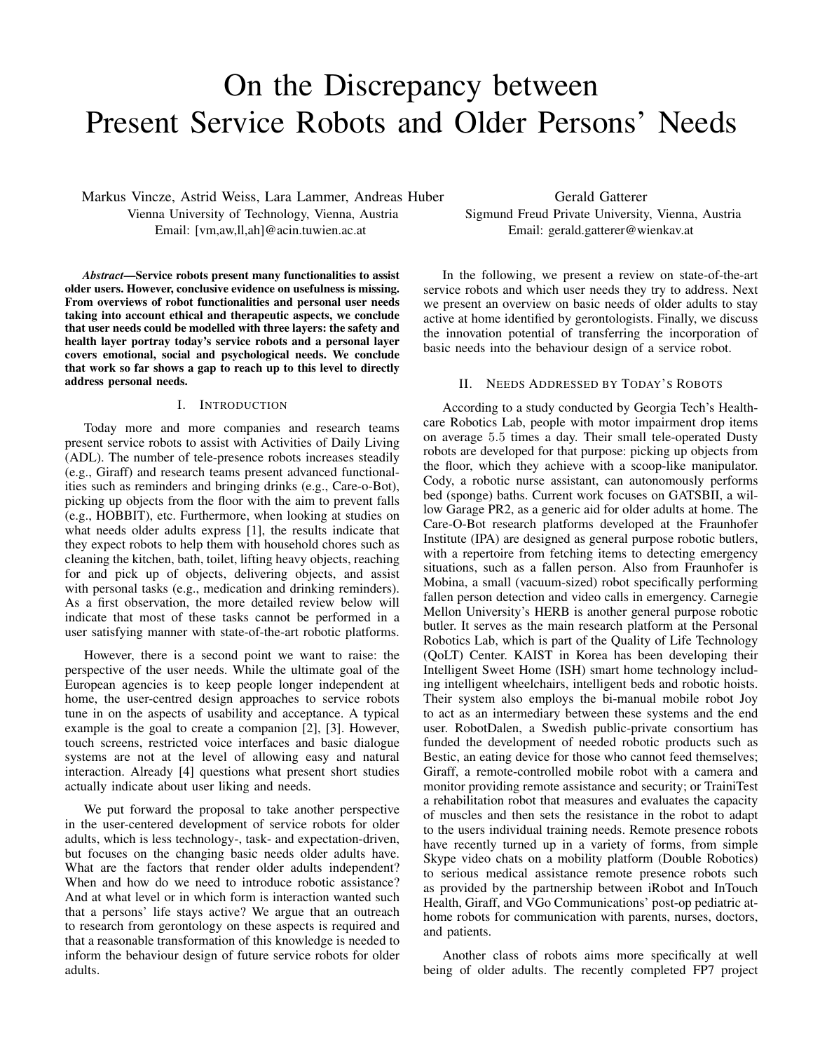# On the Discrepancy between Present Service Robots and Older Persons' Needs

Markus Vincze, Astrid Weiss, Lara Lammer, Andreas Huber
Vienna University of Technology, Vienna, Austria
Email: [vm,aw,ll,ah]@acin.tuwien.ac.at

Gerald Gatterer
Sigmund Freud Private University, Vienna, Austria
Email: gerald.gatterer@wienkav.at

***Abstract*—Service robots present many functionalities to assist older users. However, conclusive evidence on usefulness is missing. From overviews of robot functionalities and personal user needs taking into account ethical and therapeutic aspects, we conclude that user needs could be modelled with three layers: the safety and health layer portray today's service robots and a personal layer covers emotional, social and psychological needs. We conclude that work so far shows a gap to reach up to this level to directly address personal needs.**

## I. Introduction

Today more and more companies and research teams present service robots to assist with Activities of Daily Living (ADL). The number of tele-presence robots increases steadily (e.g., Giraff) and research teams present advanced functionalities such as reminders and bringing drinks (e.g., Care-o-Bot), picking up objects from the floor with the aim to prevent falls (e.g., HOBBIT), etc. Furthermore, when looking at studies on what needs older adults express [1], the results indicate that they expect robots to help them with household chores such as cleaning the kitchen, bath, toilet, lifting heavy objects, reaching for and pick up of objects, delivering objects, and assist with personal tasks (e.g., medication and drinking reminders). As a first observation, the more detailed review below will indicate that most of these tasks cannot be performed in a user satisfying manner with state-of-the-art robotic platforms.

However, there is a second point we want to raise: the perspective of the user needs. While the ultimate goal of the European agencies is to keep people longer independent at home, the user-centred design approaches to service robots tune in on the aspects of usability and acceptance. A typical example is the goal to create a companion [2], [3]. However, touch screens, restricted voice interfaces and basic dialogue systems are not at the level of allowing easy and natural interaction. Already [4] questions what present short studies actually indicate about user liking and needs.

We put forward the proposal to take another perspective in the user-centered development of service robots for older adults, which is less technology-, task- and expectation-driven, but focuses on the changing basic needs older adults have. What are the factors that render older adults independent? When and how do we need to introduce robotic assistance? And at what level or in which form is interaction wanted such that a persons' life stays active? We argue that an outreach to research from gerontology on these aspects is required and that a reasonable transformation of this knowledge is needed to inform the behaviour design of future service robots for older adults.

In the following, we present a review on state-of-the-art service robots and which user needs they try to address. Next we present an overview on basic needs of older adults to stay active at home identified by gerontologists. Finally, we discuss the innovation potential of transferring the incorporation of basic needs into the behaviour design of a service robot.

## II. Needs Addressed by Today's Robots

According to a study conducted by Georgia Tech's Healthcare Robotics Lab, people with motor impairment drop items on average 5.5 times a day. Their small tele-operated Dusty robots are developed for that purpose: picking up objects from the floor, which they achieve with a scoop-like manipulator. Cody, a robotic nurse assistant, can autonomously performs bed (sponge) baths. Current work focuses on GATSBII, a willow Garage PR2, as a generic aid for older adults at home. The Care-O-Bot research platforms developed at the Fraunhofer Institute (IPA) are designed as general purpose robotic butlers, with a repertoire from fetching items to detecting emergency situations, such as a fallen person. Also from Fraunhofer is Mobina, a small (vacuum-sized) robot specifically performing fallen person detection and video calls in emergency. Carnegie Mellon University's HERB is another general purpose robotic butler. It serves as the main research platform at the Personal Robotics Lab, which is part of the Quality of Life Technology (QoLT) Center. KAIST in Korea has been developing their Intelligent Sweet Home (ISH) smart home technology including intelligent wheelchairs, intelligent beds and robotic hoists. Their system also employs the bi-manual mobile robot Joy to act as an intermediary between these systems and the end user. RobotDalen, a Swedish public-private consortium has funded the development of needed robotic products such as Bestic, an eating device for those who cannot feed themselves; Giraff, a remote-controlled mobile robot with a camera and monitor providing remote assistance and security; or TrainiTest a rehabilitation robot that measures and evaluates the capacity of muscles and then sets the resistance in the robot to adapt to the users individual training needs. Remote presence robots have recently turned up in a variety of forms, from simple Skype video chats on a mobility platform (Double Robotics) to serious medical assistance remote presence robots such as provided by the partnership between iRobot and InTouch Health, Giraff, and VGo Communications' post-op pediatric at-home robots for communication with parents, nurses, doctors, and patients.

Another class of robots aims more specifically at well being of older adults. The recently completed FP7 project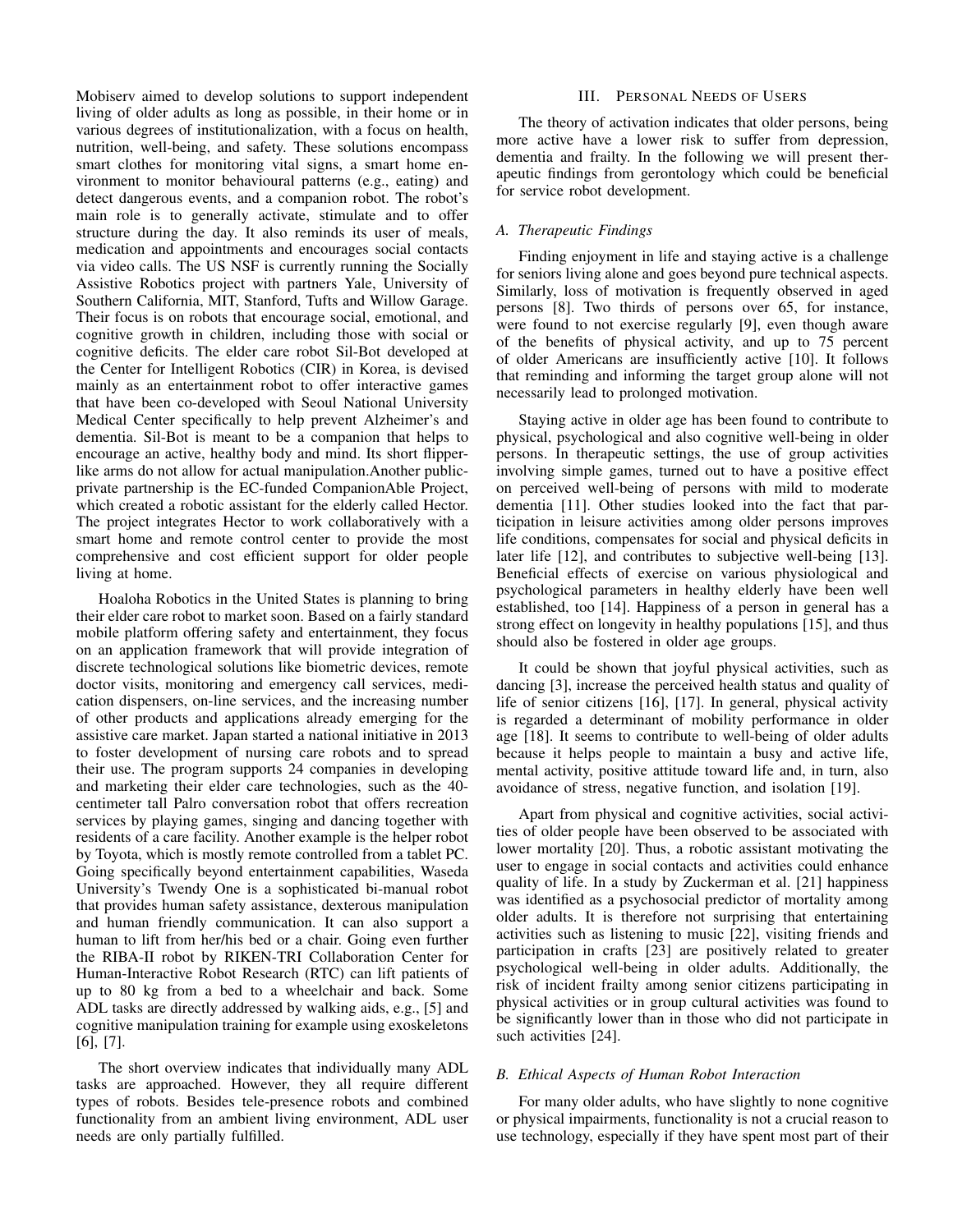Mobiserv aimed to develop solutions to support independent living of older adults as long as possible, in their home or in various degrees of institutionalization, with a focus on health, nutrition, well-being, and safety. These solutions encompass smart clothes for monitoring vital signs, a smart home environment to monitor behavioural patterns (e.g., eating) and detect dangerous events, and a companion robot. The robot's main role is to generally activate, stimulate and to offer structure during the day. It also reminds its user of meals, medication and appointments and encourages social contacts via video calls. The US NSF is currently running the Socially Assistive Robotics project with partners Yale, University of Southern California, MIT, Stanford, Tufts and Willow Garage. Their focus is on robots that encourage social, emotional, and cognitive growth in children, including those with social or cognitive deficits. The elder care robot Sil-Bot developed at the Center for Intelligent Robotics (CIR) in Korea, is devised mainly as an entertainment robot to offer interactive games that have been co-developed with Seoul National University Medical Center specifically to help prevent Alzheimer's and dementia. Sil-Bot is meant to be a companion that helps to encourage an active, healthy body and mind. Its short flipper-like arms do not allow for actual manipulation.Another public-private partnership is the EC-funded CompanionAble Project, which created a robotic assistant for the elderly called Hector. The project integrates Hector to work collaboratively with a smart home and remote control center to provide the most comprehensive and cost efficient support for older people living at home.

Hoaloha Robotics in the United States is planning to bring their elder care robot to market soon. Based on a fairly standard mobile platform offering safety and entertainment, they focus on an application framework that will provide integration of discrete technological solutions like biometric devices, remote doctor visits, monitoring and emergency call services, medication dispensers, on-line services, and the increasing number of other products and applications already emerging for the assistive care market. Japan started a national initiative in 2013 to foster development of nursing care robots and to spread their use. The program supports 24 companies in developing and marketing their elder care technologies, such as the 40-centimeter tall Palro conversation robot that offers recreation services by playing games, singing and dancing together with residents of a care facility. Another example is the helper robot by Toyota, which is mostly remote controlled from a tablet PC. Going specifically beyond entertainment capabilities, Waseda University's Twendy One is a sophisticated bi-manual robot that provides human safety assistance, dexterous manipulation and human friendly communication. It can also support a human to lift from her/his bed or a chair. Going even further the RIBA-II robot by RIKEN-TRI Collaboration Center for Human-Interactive Robot Research (RTC) can lift patients of up to 80 kg from a bed to a wheelchair and back. Some ADL tasks are directly addressed by walking aids, e.g., [5] and cognitive manipulation training for example using exoskeletons [6], [7].

The short overview indicates that individually many ADL tasks are approached. However, they all require different types of robots. Besides tele-presence robots and combined functionality from an ambient living environment, ADL user needs are only partially fulfilled.

## III. Personal Needs of Users

The theory of activation indicates that older persons, being more active have a lower risk to suffer from depression, dementia and frailty. In the following we will present therapeutic findings from gerontology which could be beneficial for service robot development.

### A. Therapeutic Findings

Finding enjoyment in life and staying active is a challenge for seniors living alone and goes beyond pure technical aspects. Similarly, loss of motivation is frequently observed in aged persons [8]. Two thirds of persons over 65, for instance, were found to not exercise regularly [9], even though aware of the benefits of physical activity, and up to 75 percent of older Americans are insufficiently active [10]. It follows that reminding and informing the target group alone will not necessarily lead to prolonged motivation.

Staying active in older age has been found to contribute to physical, psychological and also cognitive well-being in older persons. In therapeutic settings, the use of group activities involving simple games, turned out to have a positive effect on perceived well-being of persons with mild to moderate dementia [11]. Other studies looked into the fact that participation in leisure activities among older persons improves life conditions, compensates for social and physical deficits in later life [12], and contributes to subjective well-being [13]. Beneficial effects of exercise on various physiological and psychological parameters in healthy elderly have been well established, too [14]. Happiness of a person in general has a strong effect on longevity in healthy populations [15], and thus should also be fostered in older age groups.

It could be shown that joyful physical activities, such as dancing [3], increase the perceived health status and quality of life of senior citizens [16], [17]. In general, physical activity is regarded a determinant of mobility performance in older age [18]. It seems to contribute to well-being of older adults because it helps people to maintain a busy and active life, mental activity, positive attitude toward life and, in turn, also avoidance of stress, negative function, and isolation [19].

Apart from physical and cognitive activities, social activities of older people have been observed to be associated with lower mortality [20]. Thus, a robotic assistant motivating the user to engage in social contacts and activities could enhance quality of life. In a study by Zuckerman et al. [21] happiness was identified as a psychosocial predictor of mortality among older adults. It is therefore not surprising that entertaining activities such as listening to music [22], visiting friends and participation in crafts [23] are positively related to greater psychological well-being in older adults. Additionally, the risk of incident frailty among senior citizens participating in physical activities or in group cultural activities was found to be significantly lower than in those who did not participate in such activities [24].

### B. Ethical Aspects of Human Robot Interaction

For many older adults, who have slightly to none cognitive or physical impairments, functionality is not a crucial reason to use technology, especially if they have spent most part of their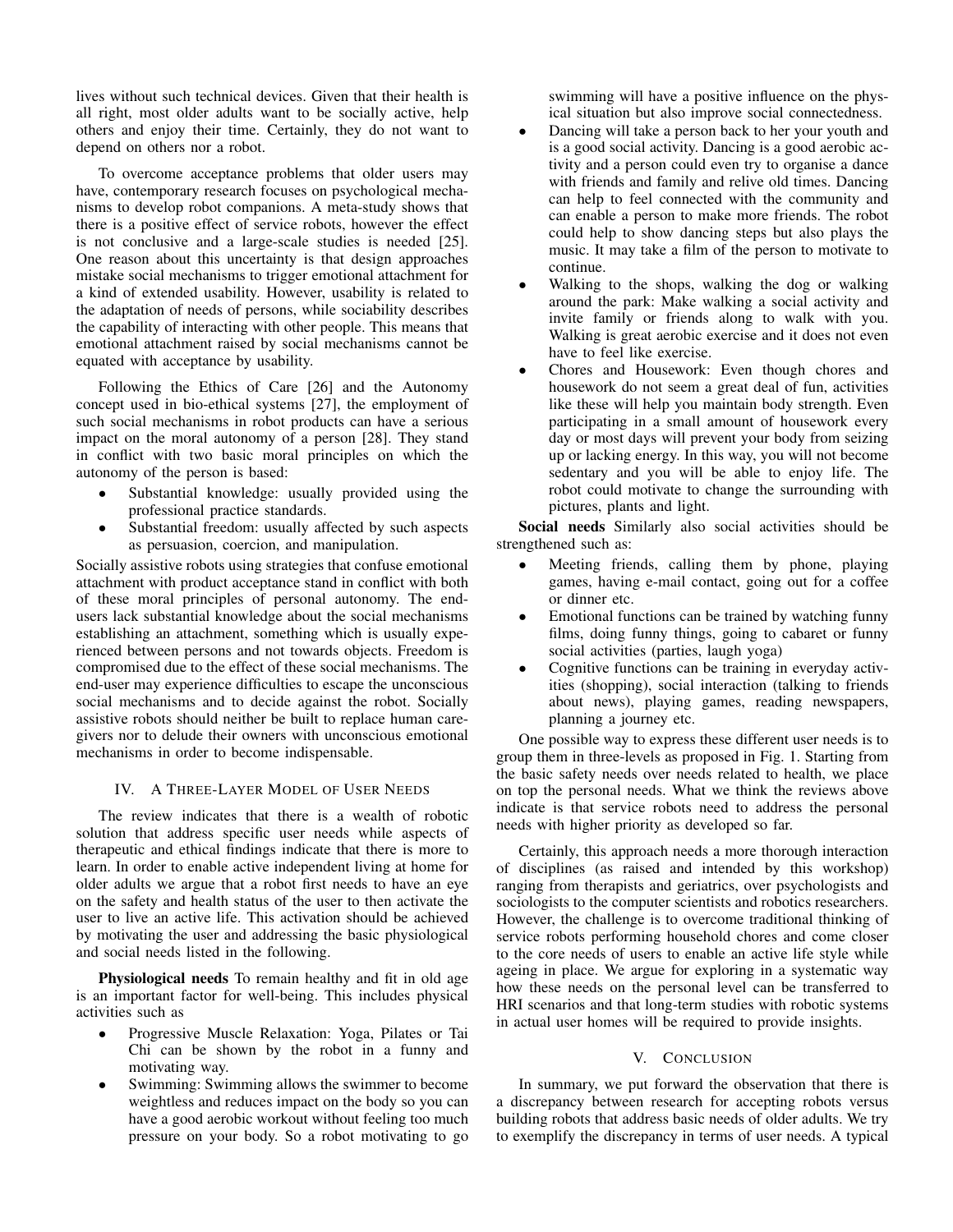lives without such technical devices. Given that their health is all right, most older adults want to be socially active, help others and enjoy their time. Certainly, they do not want to depend on others nor a robot.

To overcome acceptance problems that older users may have, contemporary research focuses on psychological mechanisms to develop robot companions. A meta-study shows that there is a positive effect of service robots, however the effect is not conclusive and a large-scale studies is needed [25]. One reason about this uncertainty is that design approaches mistake social mechanisms to trigger emotional attachment for a kind of extended usability. However, usability is related to the adaptation of needs of persons, while sociability describes the capability of interacting with other people. This means that emotional attachment raised by social mechanisms cannot be equated with acceptance by usability.

Following the Ethics of Care [26] and the Autonomy concept used in bio-ethical systems [27], the employment of such social mechanisms in robot products can have a serious impact on the moral autonomy of a person [28]. They stand in conflict with two basic moral principles on which the autonomy of the person is based:

- Substantial knowledge: usually provided using the professional practice standards.
- Substantial freedom: usually affected by such aspects as persuasion, coercion, and manipulation.

Socially assistive robots using strategies that confuse emotional attachment with product acceptance stand in conflict with both of these moral principles of personal autonomy. The end-users lack substantial knowledge about the social mechanisms establishing an attachment, something which is usually experienced between persons and not towards objects. Freedom is compromised due to the effect of these social mechanisms. The end-user may experience difficulties to escape the unconscious social mechanisms and to decide against the robot. Socially assistive robots should neither be built to replace human caregivers nor to delude their owners with unconscious emotional mechanisms in order to become indispensable.

## IV. A Three-Layer Model of User Needs

The review indicates that there is a wealth of robotic solution that address specific user needs while aspects of therapeutic and ethical findings indicate that there is more to learn. In order to enable active independent living at home for older adults we argue that a robot first needs to have an eye on the safety and health status of the user to then activate the user to live an active life. This activation should be achieved by motivating the user and addressing the basic physiological and social needs listed in the following.

**Physiological needs** To remain healthy and fit in old age is an important factor for well-being. This includes physical activities such as

- Progressive Muscle Relaxation: Yoga, Pilates or Tai Chi can be shown by the robot in a funny and motivating way.
- Swimming: Swimming allows the swimmer to become weightless and reduces impact on the body so you can have a good aerobic workout without feeling too much pressure on your body. So a robot motivating to go swimming will have a positive influence on the physical situation but also improve social connectedness.
- Dancing will take a person back to her your youth and is a good social activity. Dancing is a good aerobic activity and a person could even try to organise a dance with friends and family and relive old times. Dancing can help to feel connected with the community and can enable a person to make more friends. The robot could help to show dancing steps but also plays the music. It may take a film of the person to motivate to continue.
- Walking to the shops, walking the dog or walking around the park: Make walking a social activity and invite family or friends along to walk with you. Walking is great aerobic exercise and it does not even have to feel like exercise.
- Chores and Housework: Even though chores and housework do not seem a great deal of fun, activities like these will help you maintain body strength. Even participating in a small amount of housework every day or most days will prevent your body from seizing up or lacking energy. In this way, you will not become sedentary and you will be able to enjoy life. The robot could motivate to change the surrounding with pictures, plants and light.

**Social needs** Similarly also social activities should be strengthened such as:

- Meeting friends, calling them by phone, playing games, having e-mail contact, going out for a coffee or dinner etc.
- Emotional functions can be trained by watching funny films, doing funny things, going to cabaret or funny social activities (parties, laugh yoga)
- Cognitive functions can be training in everyday activities (shopping), social interaction (talking to friends about news), playing games, reading newspapers, planning a journey etc.

One possible way to express these different user needs is to group them in three-levels as proposed in Fig. 1. Starting from the basic safety needs over needs related to health, we place on top the personal needs. What we think the reviews above indicate is that service robots need to address the personal needs with higher priority as developed so far.

Certainly, this approach needs a more thorough interaction of disciplines (as raised and intended by this workshop) ranging from therapists and geriatrics, over psychologists and sociologists to the computer scientists and robotics researchers. However, the challenge is to overcome traditional thinking of service robots performing household chores and come closer to the core needs of users to enable an active life style while ageing in place. We argue for exploring in a systematic way how these needs on the personal level can be transferred to HRI scenarios and that long-term studies with robotic systems in actual user homes will be required to provide insights.

## V. Conclusion

In summary, we put forward the observation that there is a discrepancy between research for accepting robots versus building robots that address basic needs of older adults. We try to exemplify the discrepancy in terms of user needs. A typical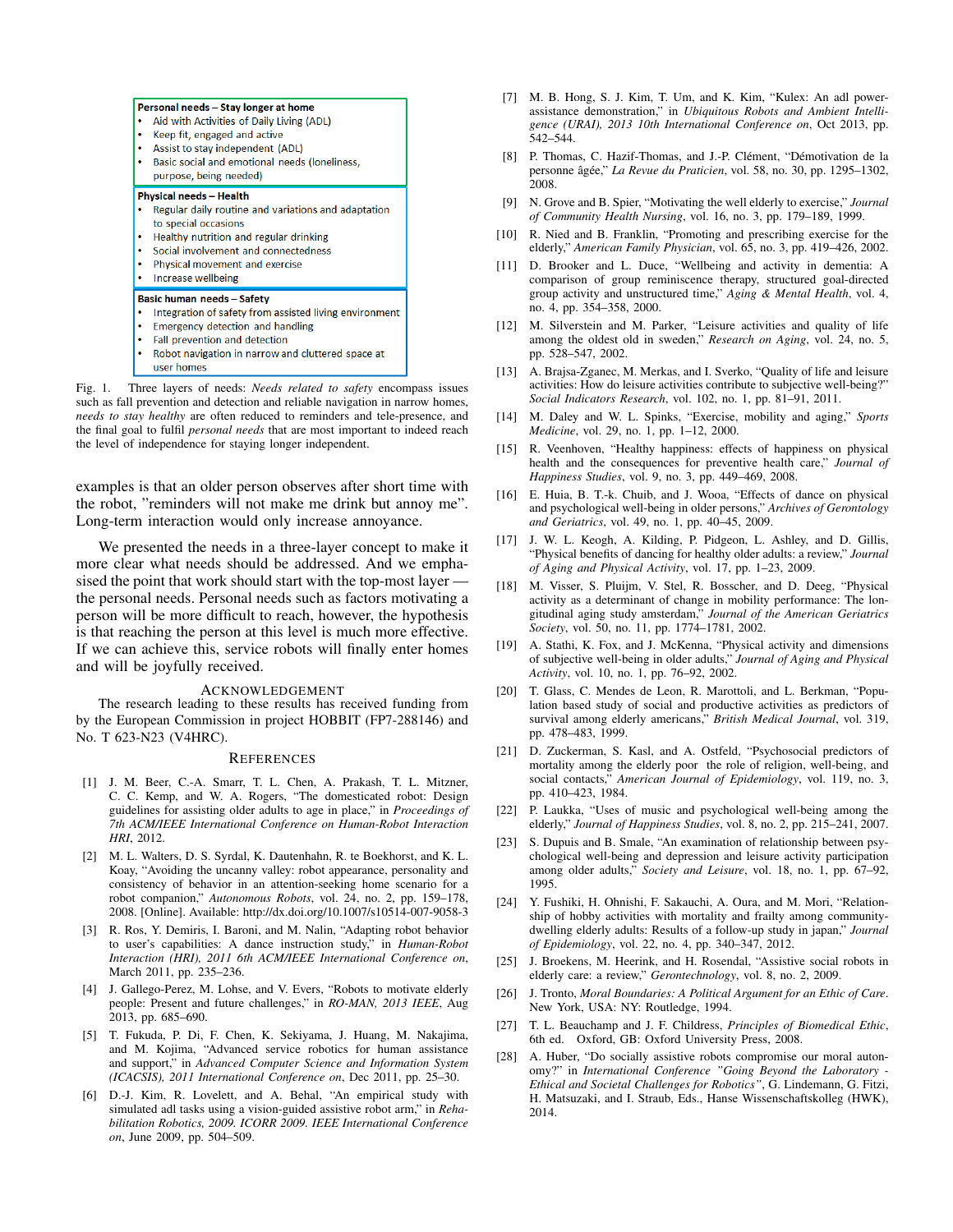**Personal needs – Stay longer at home**
- Aid with Activities of Daily Living (ADL)
- Keep fit, engaged and active
- Assist to stay independent (ADL)
- Basic social and emotional needs (loneliness, purpose, being needed)

**Physical needs – Health**
- Regular daily routine and variations and adaptation to special occasions
- Healthy nutrition and regular drinking
- Social involvement and connectedness
- Physical movement and exercise
- Increase wellbeing

**Basic human needs – Safety**
- Integration of safety from assisted living environment
- Emergency detection and handling
- Fall prevention and detection
- Robot navigation in narrow and cluttered space at user homes

Fig. 1. Three layers of needs: *Needs related to safety* encompass issues such as fall prevention and detection and reliable navigation in narrow homes, *needs to stay healthy* are often reduced to reminders and tele-presence, and the final goal to fulfil *personal needs* that are most important to indeed reach the level of independence for staying longer independent.

examples is that an older person observes after short time with the robot, "reminders will not make me drink but annoy me". Long-term interaction would only increase annoyance.

We presented the needs in a three-layer concept to make it more clear what needs should be addressed. And we emphasised the point that work should start with the top-most layer — the personal needs. Personal needs such as factors motivating a person will be more difficult to reach, however, the hypothesis is that reaching the person at this level is much more effective. If we can achieve this, service robots will finally enter homes and will be joyfully received.

## Acknowledgement

The research leading to these results has received funding from by the European Commission in project HOBBIT (FP7-288146) and No. T 623-N23 (V4HRC).

## References

[1] J. M. Beer, C.-A. Smarr, T. L. Chen, A. Prakash, T. L. Mitzner, C. C. Kemp, and W. A. Rogers, "The domesticated robot: Design guidelines for assisting older adults to age in place," in *Proceedings of 7th ACM/IEEE International Conference on Human-Robot Interaction HRI*, 2012.

[2] M. L. Walters, D. S. Syrdal, K. Dautenhahn, R. te Boekhorst, and K. L. Koay, "Avoiding the uncanny valley: robot appearance, personality and consistency of behavior in an attention-seeking home scenario for a robot companion," *Autonomous Robots*, vol. 24, no. 2, pp. 159–178, 2008. [Online]. Available: http://dx.doi.org/10.1007/s10514-007-9058-3

[3] R. Ros, Y. Demiris, I. Baroni, and M. Nalin, "Adapting robot behavior to user's capabilities: A dance instruction study," in *Human-Robot Interaction (HRI), 2011 6th ACM/IEEE International Conference on*, March 2011, pp. 235–236.

[4] J. Gallego-Perez, M. Lohse, and V. Evers, "Robots to motivate elderly people: Present and future challenges," in *RO-MAN, 2013 IEEE*, Aug 2013, pp. 685–690.

[5] T. Fukuda, P. Di, F. Chen, K. Sekiyama, J. Huang, M. Nakajima, and M. Kojima, "Advanced service robotics for human assistance and support," in *Advanced Computer Science and Information System (ICACSIS), 2011 International Conference on*, Dec 2011, pp. 25–30.

[6] D.-J. Kim, R. Lovelett, and A. Behal, "An empirical study with simulated adl tasks using a vision-guided assistive robot arm," in *Rehabilitation Robotics, 2009. ICORR 2009. IEEE International Conference on*, June 2009, pp. 504–509.

[7] M. B. Hong, S. J. Kim, T. Um, and K. Kim, "Kulex: An adl power-assistance demonstration," in *Ubiquitous Robots and Ambient Intelligence (URAI), 2013 10th International Conference on*, Oct 2013, pp. 542–544.

[8] P. Thomas, C. Hazif-Thomas, and J.-P. Clément, "Démotivation de la personne âgée," *La Revue du Praticien*, vol. 58, no. 30, pp. 1295–1302, 2008.

[9] N. Grove and B. Spier, "Motivating the well elderly to exercise," *Journal of Community Health Nursing*, vol. 16, no. 3, pp. 179–189, 1999.

[10] R. Nied and B. Franklin, "Promoting and prescribing exercise for the elderly," *American Family Physician*, vol. 65, no. 3, pp. 419–426, 2002.

[11] D. Brooker and L. Duce, "Wellbeing and activity in dementia: A comparison of group reminiscence therapy, structured goal-directed group activity and unstructured time," *Aging & Mental Health*, vol. 4, no. 4, pp. 354–358, 2000.

[12] M. Silverstein and M. Parker, "Leisure activities and quality of life among the oldest old in sweden," *Research on Aging*, vol. 24, no. 5, pp. 528–547, 2002.

[13] A. Brajsa-Zganec, M. Merkas, and I. Sverko, "Quality of life and leisure activities: How do leisure activities contribute to subjective well-being?" *Social Indicators Research*, vol. 102, no. 1, pp. 81–91, 2011.

[14] M. Daley and W. L. Spinks, "Exercise, mobility and aging," *Sports Medicine*, vol. 29, no. 1, pp. 1–12, 2000.

[15] R. Veenhoven, "Healthy happiness: effects of happiness on physical health and the consequences for preventive health care," *Journal of Happiness Studies*, vol. 9, no. 3, pp. 449–469, 2008.

[16] E. Huia, B. T.-k. Chuib, and J. Wooa, "Effects of dance on physical and psychological well-being in older persons," *Archives of Gerontology and Geriatrics*, vol. 49, no. 1, pp. 40–45, 2009.

[17] J. W. L. Keogh, A. Kilding, P. Pidgeon, L. Ashley, and D. Gillis, "Physical benefits of dancing for healthy older adults: a review," *Journal of Aging and Physical Activity*, vol. 17, pp. 1–23, 2009.

[18] M. Visser, S. Pluijm, V. Stel, R. Bosscher, and D. Deeg, "Physical activity as a determinant of change in mobility performance: The longitudinal aging study amsterdam," *Journal of the American Geriatrics Society*, vol. 50, no. 11, pp. 1774–1781, 2002.

[19] A. Stathi, K. Fox, and J. McKenna, "Physical activity and dimensions of subjective well-being in older adults," *Journal of Aging and Physical Activity*, vol. 10, no. 1, pp. 76–92, 2002.

[20] T. Glass, C. Mendes de Leon, R. Marottoli, and L. Berkman, "Population based study of social and productive activities as predictors of survival among elderly americans," *British Medical Journal*, vol. 319, pp. 478–483, 1999.

[21] D. Zuckerman, S. Kasl, and A. Ostfeld, "Psychosocial predictors of mortality among the elderly poor the role of religion, well-being, and social contacts," *American Journal of Epidemiology*, vol. 119, no. 3, pp. 410–423, 1984.

[22] P. Laukka, "Uses of music and psychological well-being among the elderly," *Journal of Happiness Studies*, vol. 8, no. 2, pp. 215–241, 2007.

[23] S. Dupuis and B. Smale, "An examination of relationship between psychological well-being and depression and leisure activity participation among older adults," *Society and Leisure*, vol. 18, no. 1, pp. 67–92, 1995.

[24] Y. Fushiki, H. Ohnishi, F. Sakauchi, A. Oura, and M. Mori, "Relationship of hobby activities with mortality and frailty among community-dwelling elderly adults: Results of a follow-up study in japan," *Journal of Epidemiology*, vol. 22, no. 4, pp. 340–347, 2012.

[25] J. Broekens, M. Heerink, and H. Rosendal, "Assistive social robots in elderly care: a review," *Gerontechnology*, vol. 8, no. 2, 2009.

[26] J. Tronto, *Moral Boundaries: A Political Argument for an Ethic of Care*. New York, USA: NY: Routledge, 1994.

[27] T. L. Beauchamp and J. F. Childress, *Principles of Biomedical Ethic*, 6th ed. Oxford, GB: Oxford University Press, 2008.

[28] A. Huber, "Do socially assistive robots compromise our moral autonomy?" in *International Conference "Going Beyond the Laboratory - Ethical and Societal Challenges for Robotics"*, G. Lindemann, G. Fitzi, H. Matsuzaki, and I. Straub, Eds., Hanse Wissenschaftskolleg (HWK), 2014.